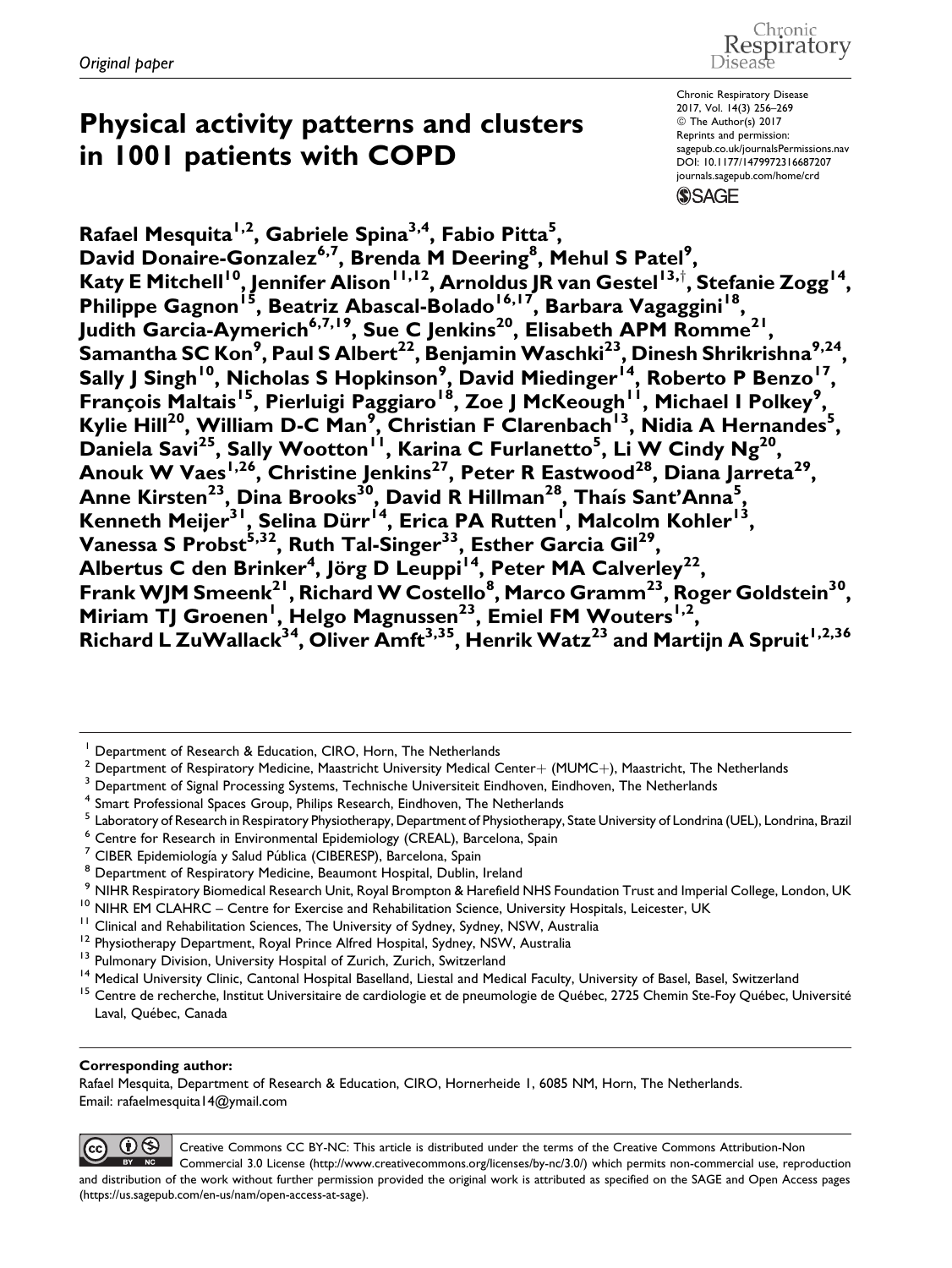*Original paper*

# Physical activity patterns and clusters in 1001 patients with COPD

Chronic Respiratory Disease
2017, Vol. 14(3) 256–269
© The Author(s) 2017
Reprints and permission:
sagepub.co.uk/journalsPermissions.nav
DOI: 10.1177/1479972316687207
journals.sagepub.com/home/crd

**Rafael Mesquita[1,2], Gabriele Spina[3,4], Fabio Pitta[5], David Donaire-Gonzalez[6,7], Brenda M Deering[8], Mehul S Patel[9], Katy E Mitchell[10], Jennifer Alison[11,12], Arnoldus JR van Gestel[13,†], Stefanie Zogg[14], Philippe Gagnon[15], Beatriz Abascal-Bolado[16,17], Barbara Vagaggini[18], Judith Garcia-Aymerich[6,7,19], Sue C Jenkins[20], Elisabeth APM Romme[21], Samantha SC Kon[9], Paul S Albert[22], Benjamin Waschki[23], Dinesh Shrikrishna[9,24], Sally J Singh[10], Nicholas S Hopkinson[9], David Miedinger[14], Roberto P Benzo[17], François Maltais[15], Pierluigi Paggiaro[18], Zoe J McKeough[11], Michael I Polkey[9], Kylie Hill[20], William D-C Man[9], Christian F Clarenbach[13], Nidia A Hernandes[5], Daniela Savi[25], Sally Wootton[11], Karina C Furlanetto[5], Li W Cindy Ng[20], Anouk W Vaes[1,26], Christine Jenkins[27], Peter R Eastwood[28], Diana Jarreta[29], Anne Kirsten[23], Dina Brooks[30], David R Hillman[28], Thaís Sant'Anna[5], Kenneth Meijer[31], Selina Dürr[14], Erica PA Rutten[1], Malcolm Kohler[13], Vanessa S Probst[5,32], Ruth Tal-Singer[33], Esther Garcia Gil[29], Albertus C den Brinker[4], Jörg D Leuppi[14], Peter MA Calverley[22], Frank WJM Smeenk[21], Richard W Costello[8], Marco Gramm[23], Roger Goldstein[30], Miriam TJ Groenen[1], Helgo Magnussen[23], Emiel FM Wouters[1,2], Richard L ZuWallack[34], Oliver Amft[3,35], Henrik Watz[23] and Martijn A Spruit[1,2,36]**

---

[1] Department of Research & Education, CIRO, Horn, The Netherlands
[2] Department of Respiratory Medicine, Maastricht University Medical Center+ (MUMC+), Maastricht, The Netherlands
[3] Department of Signal Processing Systems, Technische Universiteit Eindhoven, Eindhoven, The Netherlands
[4] Smart Professional Spaces Group, Philips Research, Eindhoven, The Netherlands
[5] Laboratory of Research in Respiratory Physiotherapy, Department of Physiotherapy, State University of Londrina (UEL), Londrina, Brazil
[6] Centre for Research in Environmental Epidemiology (CREAL), Barcelona, Spain
[7] CIBER Epidemiología y Salud Pública (CIBERESP), Barcelona, Spain
[8] Department of Respiratory Medicine, Beaumont Hospital, Dublin, Ireland
[9] NIHR Respiratory Biomedical Research Unit, Royal Brompton & Harefield NHS Foundation Trust and Imperial College, London, UK
[10] NIHR EM CLAHRC – Centre for Exercise and Rehabilitation Science, University Hospitals, Leicester, UK
[11] Clinical and Rehabilitation Sciences, The University of Sydney, Sydney, NSW, Australia
[12] Physiotherapy Department, Royal Prince Alfred Hospital, Sydney, NSW, Australia
[13] Pulmonary Division, University Hospital of Zurich, Zurich, Switzerland
[14] Medical University Clinic, Cantonal Hospital Baselland, Liestal and Medical Faculty, University of Basel, Basel, Switzerland
[15] Centre de recherche, Institut Universitaire de cardiologie et de pneumologie de Québec, 2725 Chemin Ste-Foy Québec, Université Laval, Québec, Canada

**Corresponding author:**
Rafael Mesquita, Department of Research & Education, CIRO, Hornerheide 1, 6085 NM, Horn, The Netherlands.
Email: rafaelmesquita14@ymail.com

Creative Commons CC BY-NC: This article is distributed under the terms of the Creative Commons Attribution-Non Commercial 3.0 License (http://www.creativecommons.org/licenses/by-nc/3.0/) which permits non-commercial use, reproduction and distribution of the work without further permission provided the original work is attributed as specified on the SAGE and Open Access pages (https://us.sagepub.com/en-us/nam/open-access-at-sage).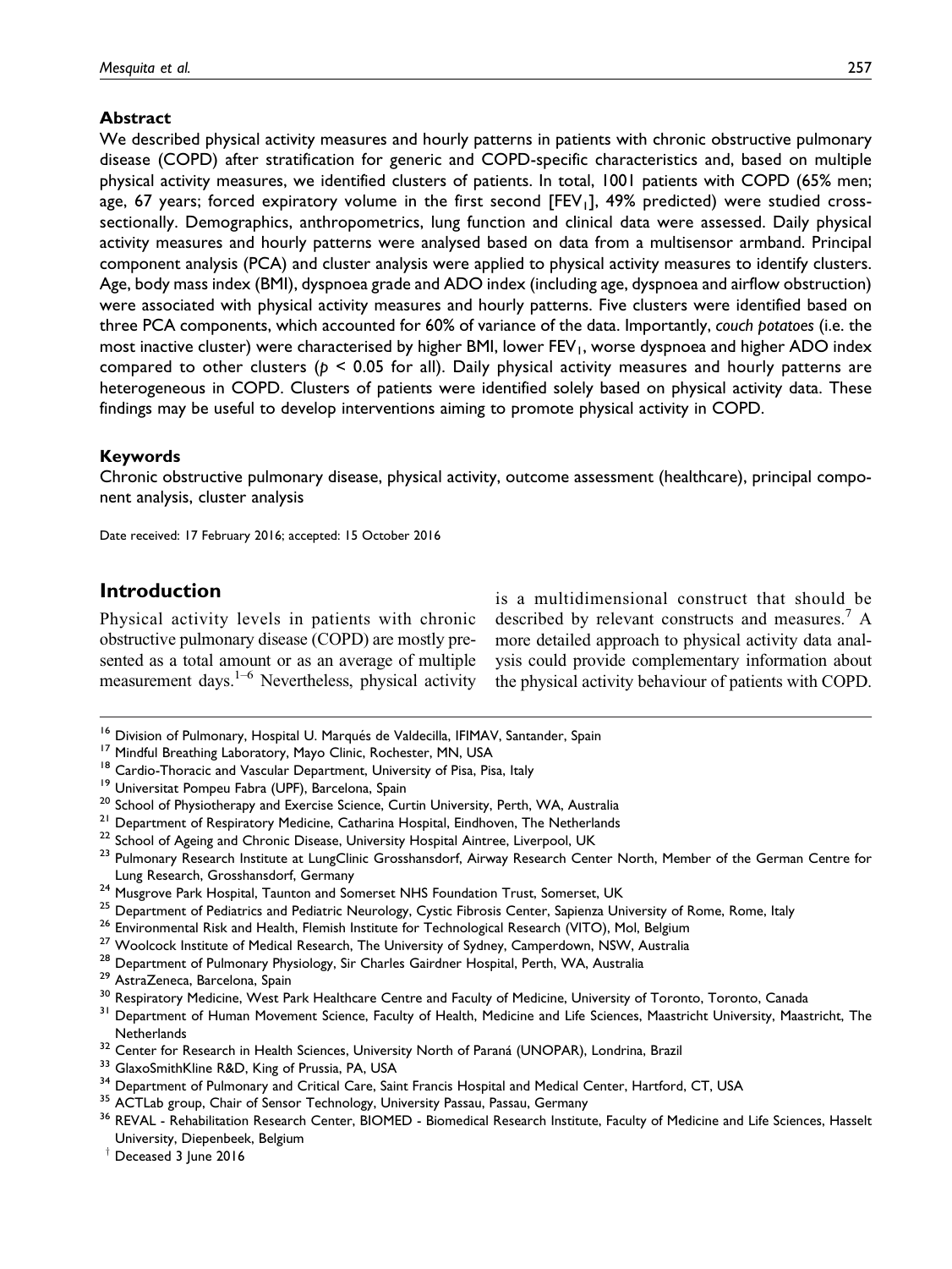## Abstract

We described physical activity measures and hourly patterns in patients with chronic obstructive pulmonary disease (COPD) after stratification for generic and COPD-specific characteristics and, based on multiple physical activity measures, we identified clusters of patients. In total, 1001 patients with COPD (65% men; age, 67 years; forced expiratory volume in the first second [$FEV_1$], 49% predicted) were studied cross-sectionally. Demographics, anthropometrics, lung function and clinical data were assessed. Daily physical activity measures and hourly patterns were analysed based on data from a multisensor armband. Principal component analysis (PCA) and cluster analysis were applied to physical activity measures to identify clusters. Age, body mass index (BMI), dyspnoea grade and ADO index (including age, dyspnoea and airflow obstruction) were associated with physical activity measures and hourly patterns. Five clusters were identified based on three PCA components, which accounted for 60% of variance of the data. Importantly, *couch potatoes* (i.e. the most inactive cluster) were characterised by higher BMI, lower $FEV_1$, worse dyspnoea and higher ADO index compared to other clusters ($p < 0.05$ for all). Daily physical activity measures and hourly patterns are heterogeneous in COPD. Clusters of patients were identified solely based on physical activity data. These findings may be useful to develop interventions aiming to promote physical activity in COPD.

## Keywords

Chronic obstructive pulmonary disease, physical activity, outcome assessment (healthcare), principal component analysis, cluster analysis

Date received: 17 February 2016; accepted: 15 October 2016

## Introduction

Physical activity levels in patients with chronic obstructive pulmonary disease (COPD) are mostly presented as a total amount or as an average of multiple measurement days.[1–6] Nevertheless, physical activity is a multidimensional construct that should be described by relevant constructs and measures.[7] A more detailed approach to physical activity data analysis could provide complementary information about the physical activity behaviour of patients with COPD.

[16] Division of Pulmonary, Hospital U. Marqués de Valdecilla, IFIMAV, Santander, Spain
[17] Mindful Breathing Laboratory, Mayo Clinic, Rochester, MN, USA
[18] Cardio-Thoracic and Vascular Department, University of Pisa, Pisa, Italy
[19] Universitat Pompeu Fabra (UPF), Barcelona, Spain
[20] School of Physiotherapy and Exercise Science, Curtin University, Perth, WA, Australia
[21] Department of Respiratory Medicine, Catharina Hospital, Eindhoven, The Netherlands
[22] School of Ageing and Chronic Disease, University Hospital Aintree, Liverpool, UK
[23] Pulmonary Research Institute at LungClinic Grosshansdorf, Airway Research Center North, Member of the German Centre for Lung Research, Grosshansdorf, Germany
[24] Musgrove Park Hospital, Taunton and Somerset NHS Foundation Trust, Somerset, UK
[25] Department of Pediatrics and Pediatric Neurology, Cystic Fibrosis Center, Sapienza University of Rome, Rome, Italy
[26] Environmental Risk and Health, Flemish Institute for Technological Research (VITO), Mol, Belgium
[27] Woolcock Institute of Medical Research, The University of Sydney, Camperdown, NSW, Australia
[28] Department of Pulmonary Physiology, Sir Charles Gairdner Hospital, Perth, WA, Australia
[29] AstraZeneca, Barcelona, Spain
[30] Respiratory Medicine, West Park Healthcare Centre and Faculty of Medicine, University of Toronto, Toronto, Canada
[31] Department of Human Movement Science, Faculty of Health, Medicine and Life Sciences, Maastricht University, Maastricht, The Netherlands
[32] Center for Research in Health Sciences, University North of Paraná (UNOPAR), Londrina, Brazil
[33] GlaxoSmithKline R&D, King of Prussia, PA, USA
[34] Department of Pulmonary and Critical Care, Saint Francis Hospital and Medical Center, Hartford, CT, USA
[35] ACTLab group, Chair of Sensor Technology, University Passau, Passau, Germany
[36] REVAL - Rehabilitation Research Center, BIOMED - Biomedical Research Institute, Faculty of Medicine and Life Sciences, Hasselt University, Diepenbeek, Belgium
[†] Deceased 3 June 2016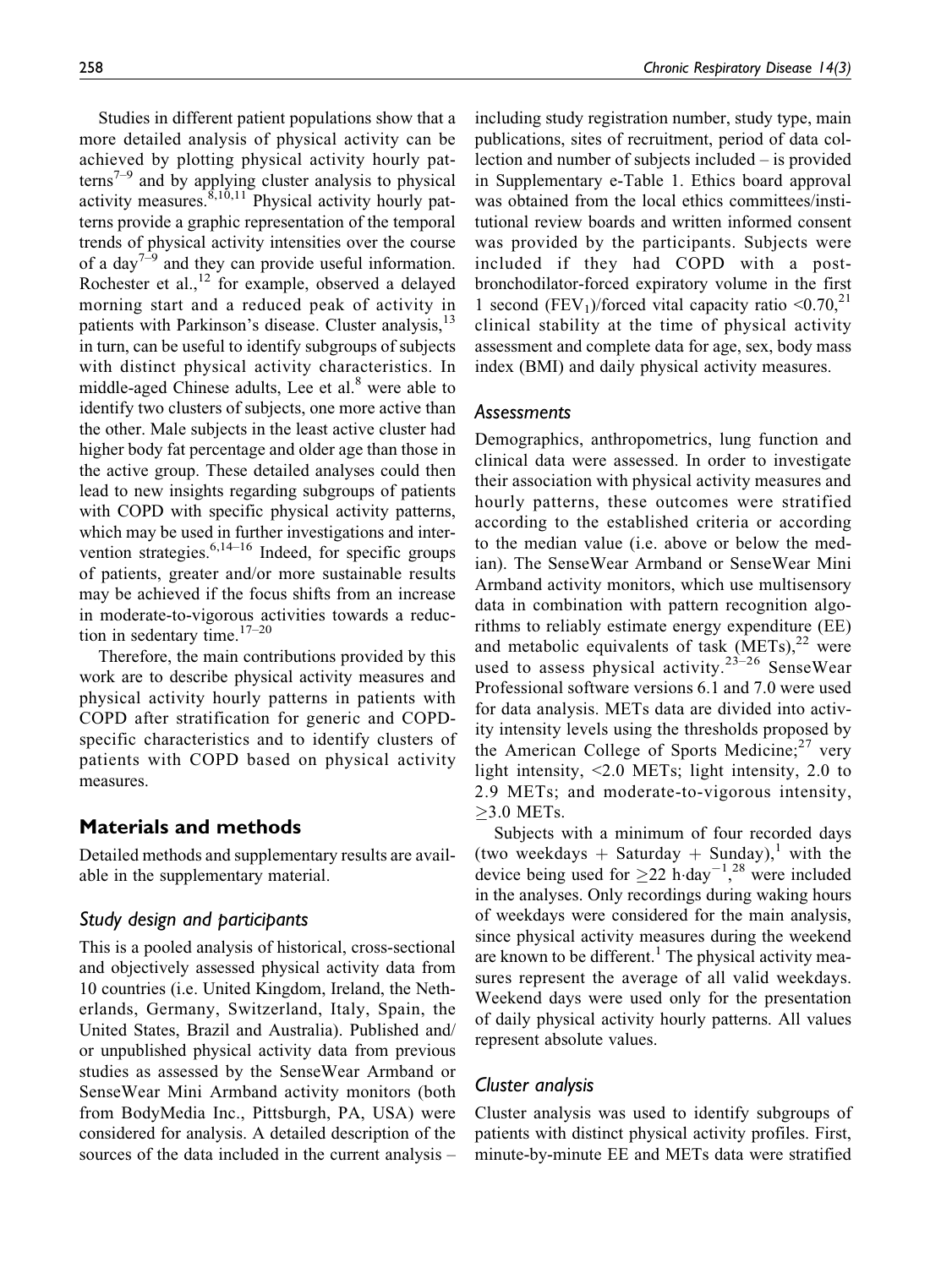Studies in different patient populations show that a more detailed analysis of physical activity can be achieved by plotting physical activity hourly patterns[7–9] and by applying cluster analysis to physical activity measures.[8,10,11] Physical activity hourly patterns provide a graphic representation of the temporal trends of physical activity intensities over the course of a day[7–9] and they can provide useful information. Rochester et al.,[12] for example, observed a delayed morning start and a reduced peak of activity in patients with Parkinson's disease. Cluster analysis,[13] in turn, can be useful to identify subgroups of subjects with distinct physical activity characteristics. In middle-aged Chinese adults, Lee et al.[8] were able to identify two clusters of subjects, one more active than the other. Male subjects in the least active cluster had higher body fat percentage and older age than those in the active group. These detailed analyses could then lead to new insights regarding subgroups of patients with COPD with specific physical activity patterns, which may be used in further investigations and intervention strategies.[6,14–16] Indeed, for specific groups of patients, greater and/or more sustainable results may be achieved if the focus shifts from an increase in moderate-to-vigorous activities towards a reduction in sedentary time.[17–20]

Therefore, the main contributions provided by this work are to describe physical activity measures and physical activity hourly patterns in patients with COPD after stratification for generic and COPD-specific characteristics and to identify clusters of patients with COPD based on physical activity measures.

## Materials and methods

Detailed methods and supplementary results are available in the supplementary material.

### Study design and participants

This is a pooled analysis of historical, cross-sectional and objectively assessed physical activity data from 10 countries (i.e. United Kingdom, Ireland, the Netherlands, Germany, Switzerland, Italy, Spain, the United States, Brazil and Australia). Published and/or unpublished physical activity data from previous studies as assessed by the SenseWear Armband or SenseWear Mini Armband activity monitors (both from BodyMedia Inc., Pittsburgh, PA, USA) were considered for analysis. A detailed description of the sources of the data included in the current analysis – including study registration number, study type, main publications, sites of recruitment, period of data collection and number of subjects included – is provided in Supplementary e-Table 1. Ethics board approval was obtained from the local ethics committees/institutional review boards and written informed consent was provided by the participants. Subjects were included if they had COPD with a post-bronchodilator-forced expiratory volume in the first 1 second ($FEV_1$)/forced vital capacity ratio $<0.70$,[21] clinical stability at the time of physical activity assessment and complete data for age, sex, body mass index (BMI) and daily physical activity measures.

### Assessments

Demographics, anthropometrics, lung function and clinical data were assessed. In order to investigate their association with physical activity measures and hourly patterns, these outcomes were stratified according to the established criteria or according to the median value (i.e. above or below the median). The SenseWear Armband or SenseWear Mini Armband activity monitors, which use multisensory data in combination with pattern recognition algorithms to reliably estimate energy expenditure (EE) and metabolic equivalents of task (METs),[22] were used to assess physical activity.[23–26] SenseWear Professional software versions 6.1 and 7.0 were used for data analysis. METs data are divided into activity intensity levels using the thresholds proposed by the American College of Sports Medicine;[27] very light intensity, $<2.0$ METs; light intensity, 2.0 to 2.9 METs; and moderate-to-vigorous intensity, $\geq 3.0$ METs.

Subjects with a minimum of four recorded days (two weekdays + Saturday + Sunday),[1] with the device being used for $\geq 22$ h·day$^{-1}$,[28] were included in the analyses. Only recordings during waking hours of weekdays were considered for the main analysis, since physical activity measures during the weekend are known to be different.[1] The physical activity measures represent the average of all valid weekdays. Weekend days were used only for the presentation of daily physical activity hourly patterns. All values represent absolute values.

### Cluster analysis

Cluster analysis was used to identify subgroups of patients with distinct physical activity profiles. First, minute-by-minute EE and METs data were stratified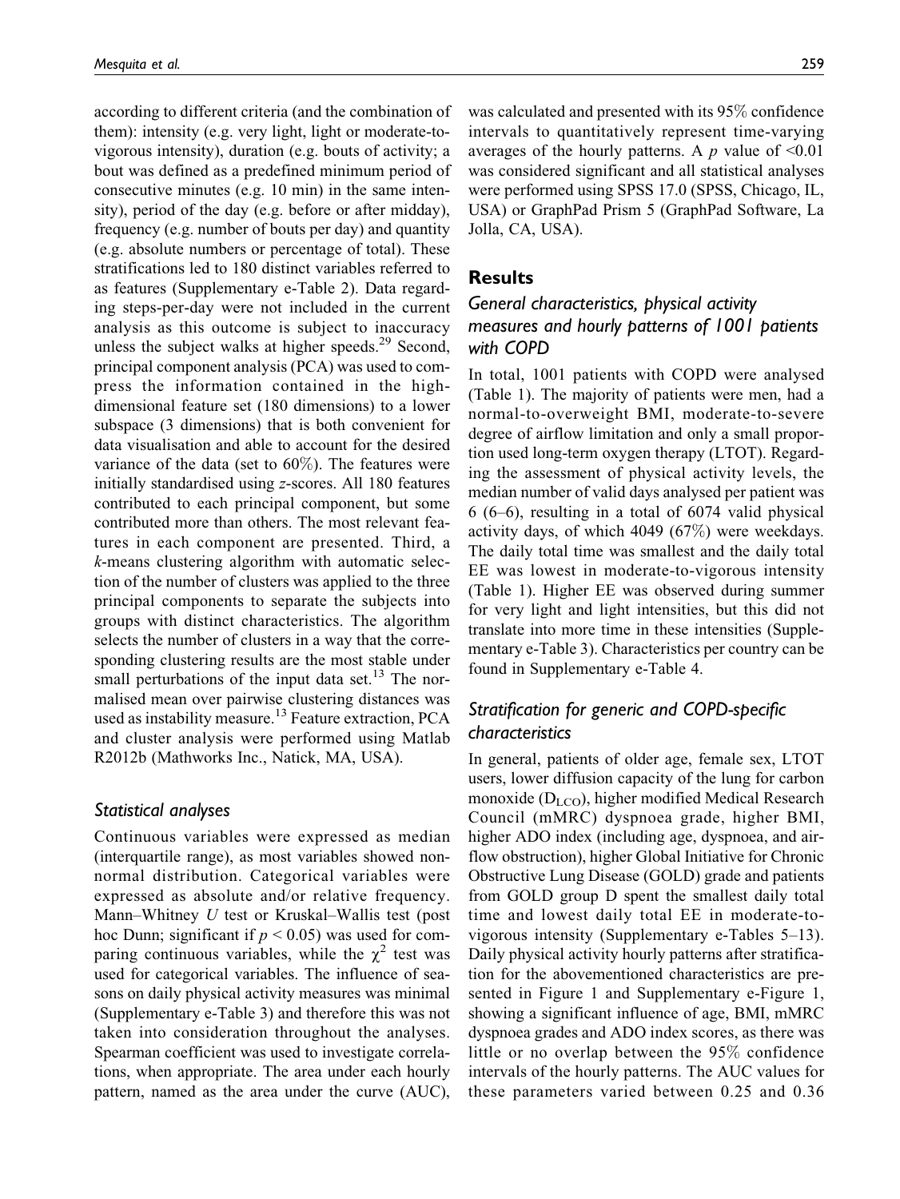according to different criteria (and the combination of them): intensity (e.g. very light, light or moderate-to-vigorous intensity), duration (e.g. bouts of activity; a bout was defined as a predefined minimum period of consecutive minutes (e.g. 10 min) in the same intensity), period of the day (e.g. before or after midday), frequency (e.g. number of bouts per day) and quantity (e.g. absolute numbers or percentage of total). These stratifications led to 180 distinct variables referred to as features (Supplementary e-Table 2). Data regarding steps-per-day were not included in the current analysis as this outcome is subject to inaccuracy unless the subject walks at higher speeds.[29] Second, principal component analysis (PCA) was used to compress the information contained in the high-dimensional feature set (180 dimensions) to a lower subspace (3 dimensions) that is both convenient for data visualisation and able to account for the desired variance of the data (set to 60%). The features were initially standardised using *z*-scores. All 180 features contributed to each principal component, but some contributed more than others. The most relevant features in each component are presented. Third, a *k*-means clustering algorithm with automatic selection of the number of clusters was applied to the three principal components to separate the subjects into groups with distinct characteristics. The algorithm selects the number of clusters in a way that the corresponding clustering results are the most stable under small perturbations of the input data set.[13] The normalised mean over pairwise clustering distances was used as instability measure.[13] Feature extraction, PCA and cluster analysis were performed using Matlab R2012b (Mathworks Inc., Natick, MA, USA).

### Statistical analyses

Continuous variables were expressed as median (interquartile range), as most variables showed non-normal distribution. Categorical variables were expressed as absolute and/or relative frequency. Mann–Whitney *U* test or Kruskal–Wallis test (post hoc Dunn; significant if $p < 0.05$) was used for comparing continuous variables, while the $\chi^2$ test was used for categorical variables. The influence of seasons on daily physical activity measures was minimal (Supplementary e-Table 3) and therefore this was not taken into consideration throughout the analyses. Spearman coefficient was used to investigate correlations, when appropriate. The area under each hourly pattern, named as the area under the curve (AUC), was calculated and presented with its 95% confidence intervals to quantitatively represent time-varying averages of the hourly patterns. A $p$ value of $<0.01$ was considered significant and all statistical analyses were performed using SPSS 17.0 (SPSS, Chicago, IL, USA) or GraphPad Prism 5 (GraphPad Software, La Jolla, CA, USA).

## Results

### General characteristics, physical activity measures and hourly patterns of 1001 patients with COPD

In total, 1001 patients with COPD were analysed (Table 1). The majority of patients were men, had a normal-to-overweight BMI, moderate-to-severe degree of airflow limitation and only a small proportion used long-term oxygen therapy (LTOT). Regarding the assessment of physical activity levels, the median number of valid days analysed per patient was 6 (6–6), resulting in a total of 6074 valid physical activity days, of which 4049 (67%) were weekdays. The daily total time was smallest and the daily total EE was lowest in moderate-to-vigorous intensity (Table 1). Higher EE was observed during summer for very light and light intensities, but this did not translate into more time in these intensities (Supplementary e-Table 3). Characteristics per country can be found in Supplementary e-Table 4.

### Stratification for generic and COPD-specific characteristics

In general, patients of older age, female sex, LTOT users, lower diffusion capacity of the lung for carbon monoxide ($D_{LCO}$), higher modified Medical Research Council (mMRC) dyspnoea grade, higher BMI, higher ADO index (including age, dyspnoea, and airflow obstruction), higher Global Initiative for Chronic Obstructive Lung Disease (GOLD) grade and patients from GOLD group D spent the smallest daily total time and lowest daily total EE in moderate-to-vigorous intensity (Supplementary e-Tables 5–13). Daily physical activity hourly patterns after stratification for the abovementioned characteristics are presented in Figure 1 and Supplementary e-Figure 1, showing a significant influence of age, BMI, mMRC dyspnoea grades and ADO index scores, as there was little or no overlap between the 95% confidence intervals of the hourly patterns. The AUC values for these parameters varied between 0.25 and 0.36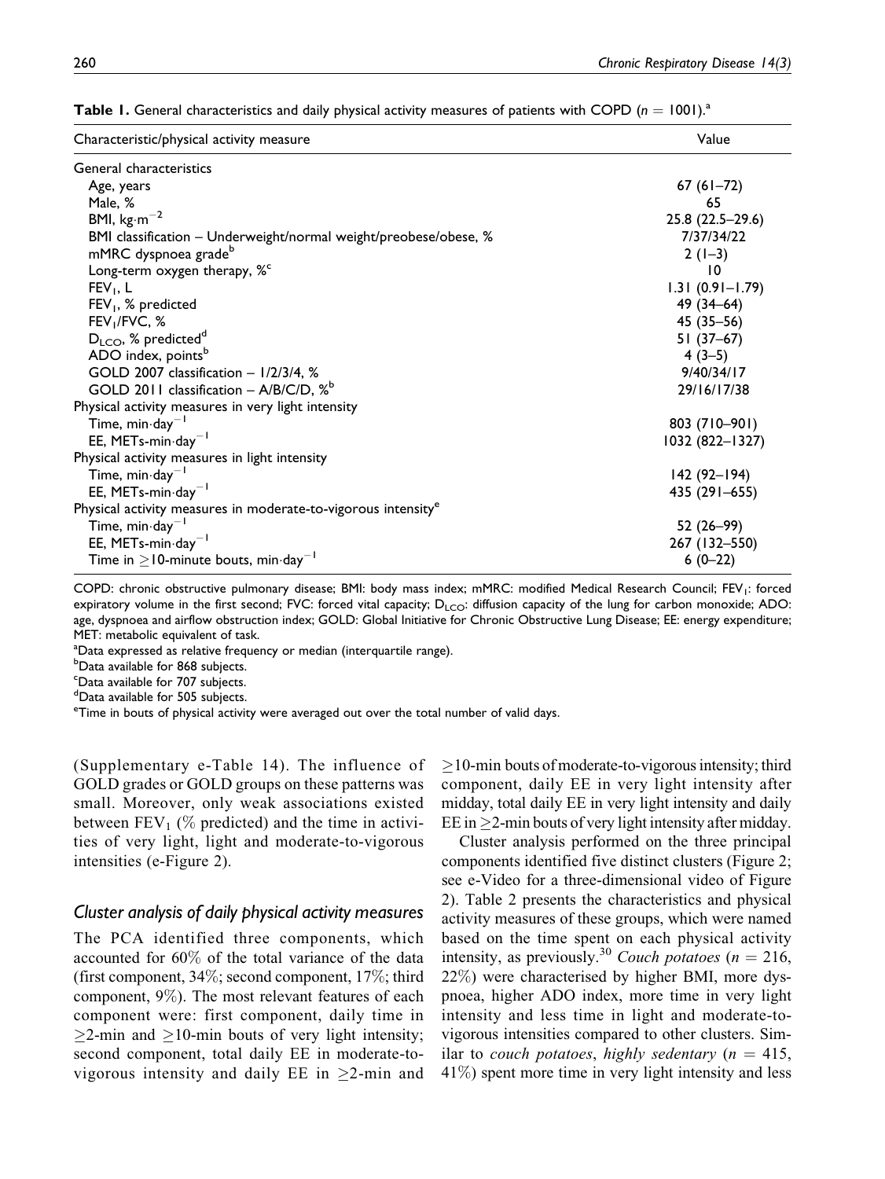**Table 1.** General characteristics and daily physical activity measures of patients with COPD ($n = 1001$).[a]

| Characteristic/physical activity measure | Value |
|---|---|
| General characteristics | |
| Age, years | 67 (61–72) |
| Male, % | 65 |
| BMI, $kg{\cdot}m^{-2}$ | 25.8 (22.5–29.6) |
| BMI classification – Underweight/normal weight/preobese/obese, % | 7/37/34/22 |
| mMRC dyspnoea grade[b] | 2 (1–3) |
| Long-term oxygen therapy, %[c] | 10 |
| $FEV_1$, L | 1.31 (0.91–1.79) |
| $FEV_1$, % predicted | 49 (34–64) |
| $FEV_1$/FVC, % | 45 (35–56) |
| $D_{LCO}$, % predicted[d] | 51 (37–67) |
| ADO index, points[b] | 4 (3–5) |
| GOLD 2007 classification – 1/2/3/4, % | 9/40/34/17 |
| GOLD 2011 classification – A/B/C/D, %[b] | 29/16/17/38 |
| Physical activity measures in very light intensity | |
| Time, $min{\cdot}day^{-1}$ | 803 (710–901) |
| EE, METs-$min{\cdot}day^{-1}$ | 1032 (822–1327) |
| Physical activity measures in light intensity | |
| Time, $min{\cdot}day^{-1}$ | 142 (92–194) |
| EE, METs-$min{\cdot}day^{-1}$ | 435 (291–655) |
| Physical activity measures in moderate-to-vigorous intensity[e] | |
| Time, $min{\cdot}day^{-1}$ | 52 (26–99) |
| EE, METs-$min{\cdot}day^{-1}$ | 267 (132–550) |
| Time in ≥10-minute bouts, $min{\cdot}day^{-1}$ | 6 (0–22) |

COPD: chronic obstructive pulmonary disease; BMI: body mass index; mMRC: modified Medical Research Council; $FEV_1$: forced expiratory volume in the first second; FVC: forced vital capacity; $D_{LCO}$: diffusion capacity of the lung for carbon monoxide; ADO: age, dyspnoea and airflow obstruction index; GOLD: Global Initiative for Chronic Obstructive Lung Disease; EE: energy expenditure; MET: metabolic equivalent of task.

[a]Data expressed as relative frequency or median (interquartile range).

[b]Data available for 868 subjects.

[c]Data available for 707 subjects.

[d]Data available for 505 subjects.

[e]Time in bouts of physical activity were averaged out over the total number of valid days.

(Supplementary e-Table 14). The influence of GOLD grades or GOLD groups on these patterns was small. Moreover, only weak associations existed between $FEV_1$ (% predicted) and the time in activities of very light, light and moderate-to-vigorous intensities (e-Figure 2).

### Cluster analysis of daily physical activity measures

The PCA identified three components, which accounted for 60% of the total variance of the data (first component, 34%; second component, 17%; third component, 9%). The most relevant features of each component were: first component, daily time in ≥2-min and ≥10-min bouts of very light intensity; second component, total daily EE in moderate-to-vigorous intensity and daily EE in ≥2-min and ≥10-min bouts of moderate-to-vigorous intensity; third component, daily EE in very light intensity after midday, total daily EE in very light intensity and daily EE in ≥2-min bouts of very light intensity after midday.

Cluster analysis performed on the three principal components identified five distinct clusters (Figure 2; see e-Video for a three-dimensional video of Figure 2). Table 2 presents the characteristics and physical activity measures of these groups, which were named based on the time spent on each physical activity intensity, as previously.[30] *Couch potatoes* ($n = 216$, 22%) were characterised by higher BMI, more dyspnoea, higher ADO index, more time in very light intensity and less time in light and moderate-to-vigorous intensities compared to other clusters. Similar to *couch potatoes*, *highly sedentary* ($n = 415$, 41%) spent more time in very light intensity and less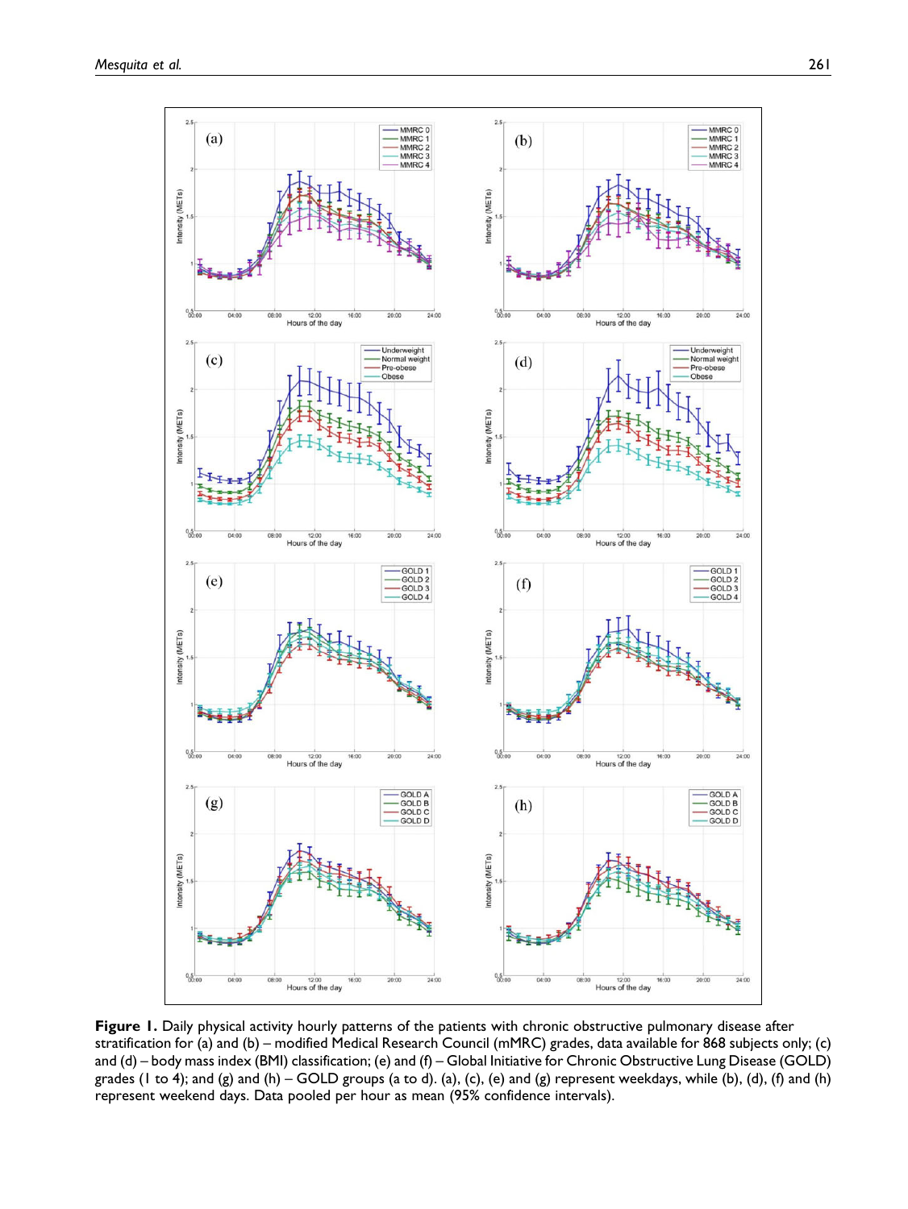**Figure 1.** Daily physical activity hourly patterns of the patients with chronic obstructive pulmonary disease after stratification for (a) and (b) – modified Medical Research Council (mMRC) grades, data available for 868 subjects only; (c) and (d) – body mass index (BMI) classification; (e) and (f) – Global Initiative for Chronic Obstructive Lung Disease (GOLD) grades (1 to 4); and (g) and (h) – GOLD groups (a to d). (a), (c), (e) and (g) represent weekdays, while (b), (d), (f) and (h) represent weekend days. Data pooled per hour as mean (95% confidence intervals).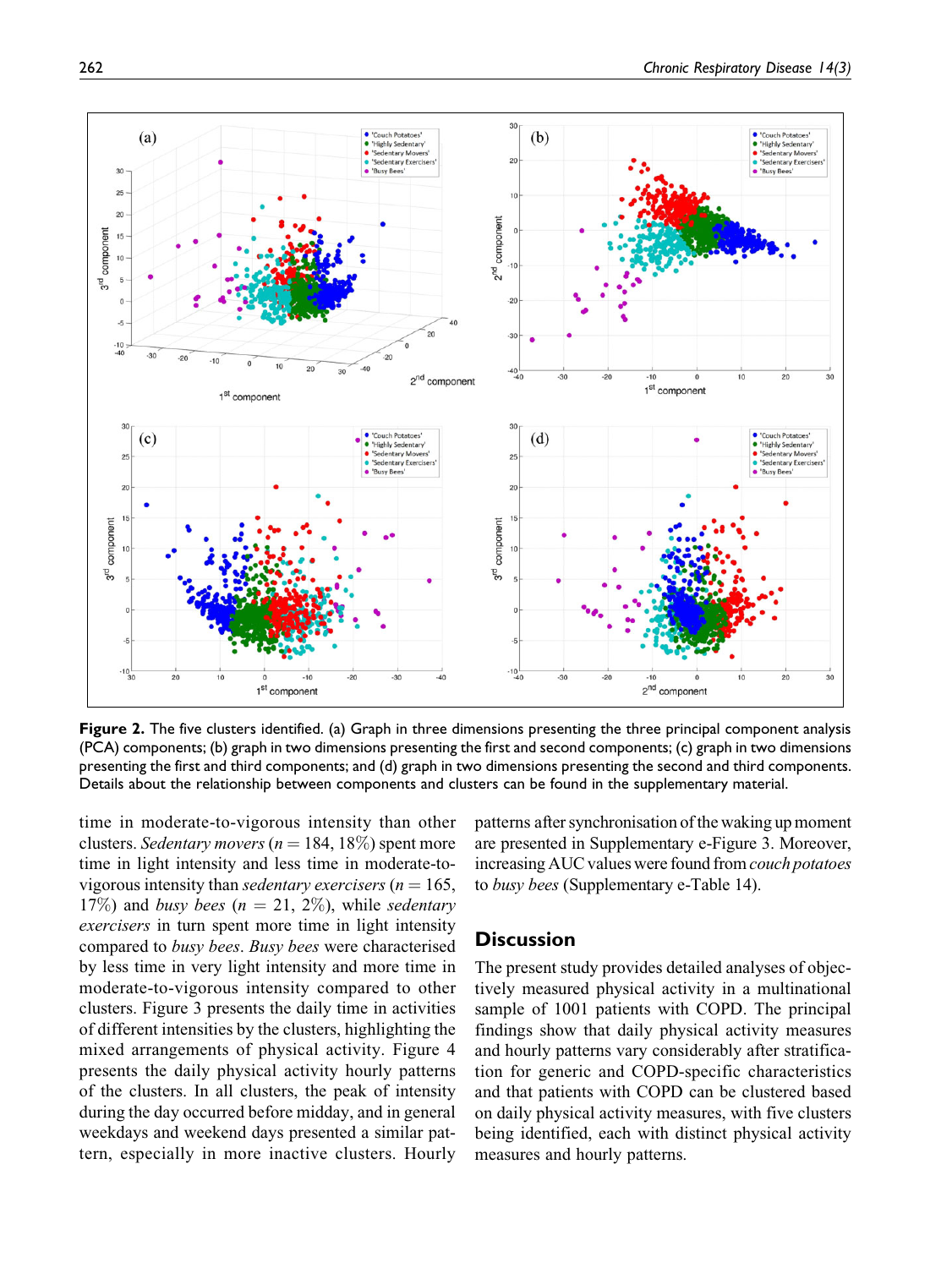**Figure 2.** The five clusters identified. (a) Graph in three dimensions presenting the three principal component analysis (PCA) components; (b) graph in two dimensions presenting the first and second components; (c) graph in two dimensions presenting the first and third components; and (d) graph in two dimensions presenting the second and third components. Details about the relationship between components and clusters can be found in the supplementary material.

time in moderate-to-vigorous intensity than other clusters. *Sedentary movers* ($n = 184$, 18%) spent more time in light intensity and less time in moderate-to-vigorous intensity than *sedentary exercisers* ($n = 165$, 17%) and *busy bees* ($n = 21$, 2%), while *sedentary exercisers* in turn spent more time in light intensity compared to *busy bees*. *Busy bees* were characterised by less time in very light intensity and more time in moderate-to-vigorous intensity compared to other clusters. Figure 3 presents the daily time in activities of different intensities by the clusters, highlighting the mixed arrangements of physical activity. Figure 4 presents the daily physical activity hourly patterns of the clusters. In all clusters, the peak of intensity during the day occurred before midday, and in general weekdays and weekend days presented a similar pattern, especially in more inactive clusters. Hourly patterns after synchronisation of the waking up moment are presented in Supplementary e-Figure 3. Moreover, increasing AUC values were found from *couch potatoes* to *busy bees* (Supplementary e-Table 14).

## Discussion

The present study provides detailed analyses of objectively measured physical activity in a multinational sample of 1001 patients with COPD. The principal findings show that daily physical activity measures and hourly patterns vary considerably after stratification for generic and COPD-specific characteristics and that patients with COPD can be clustered based on daily physical activity measures, with five clusters being identified, each with distinct physical activity measures and hourly patterns.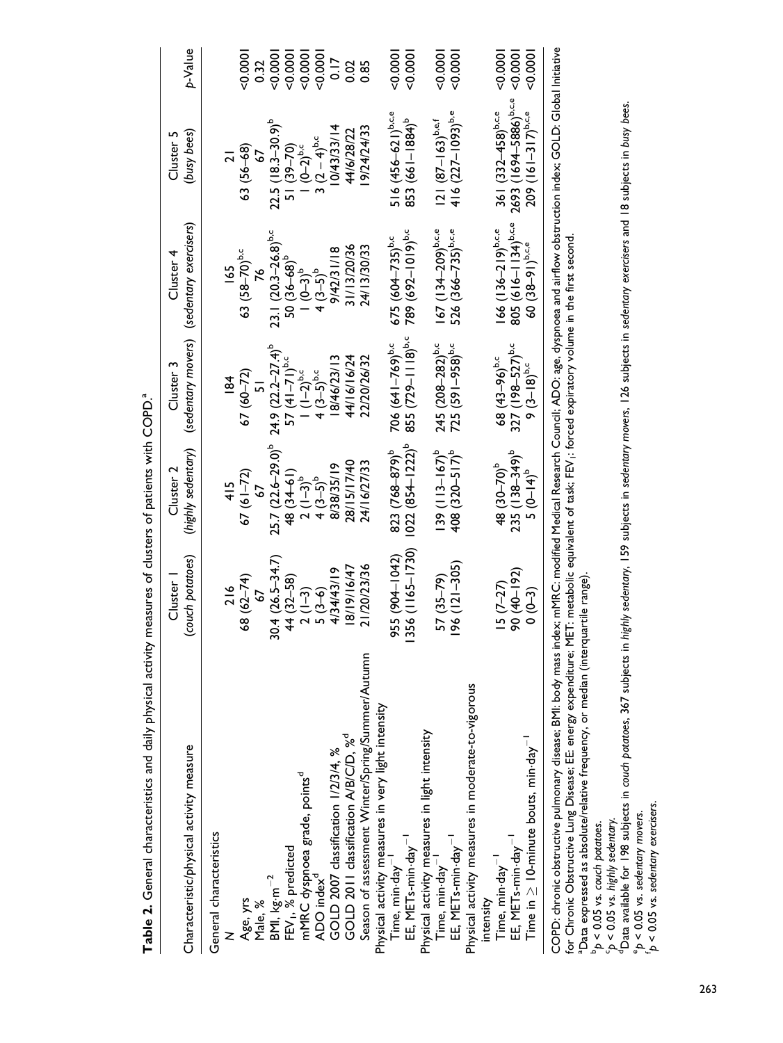**Table 2.** General characteristics and daily physical activity measures of clusters of patients with COPD.[a]

| Characteristic/physical activity measure | Cluster 1 (*couch potatoes*) | Cluster 2 (*highly sedentary*) | Cluster 3 (*sedentary movers*) | Cluster 4 (*sedentary exercisers*) | Cluster 5 (*busy bees*) | *p*-Value |
|---|---|---|---|---|---|---|
| General characteristics | | | | | | |
| N | 216 | 415 | 184 | 165 | 21 | |
| Age, yrs | 68 (62–74) | 67 (61–72) | 67 (60–72) | 63 (58–70)[b,c] | 63 (56–68) | <0.0001 |
| Male, % | 67 | 67 | 51 | 76 | 67 | 0.32 |
| BMI, kg·m$^{-2}$ | 30.4 (26.5–34.7) | 25.7 (22.6–29.0)[b] | 24.9 (22.2–27.4)[b] | 23.1 (20.3–26.8)[b,c] | 22.5 (18.3–30.9)[b] | <0.0001 |
| $FEV_1$, % predicted | 44 (32–58) | 48 (34–61) | 57 (41–71)[b,c] | 50 (36–68)[b] | 51 (39–70) | <0.0001 |
| mMRC dyspnoea grade, points[d] | 2 (1–3) | 2 (1–3)[b] | 1 (1–2)[b,c] | 1 (0–3)[b] | 1 (0–2)[b,c] | <0.0001 |
| ADO index[d] | 5 (3–6) | 4 (3–5)[b] | 4 (3–5)[b,c] | 4 (3–5)[b] | 3 (2 – 4)[b,c] | <0.0001 |
| GOLD 2007 classification 1/2/3/4, % | 4/34/43/19 | 8/38/35/19 | 18/46/23/13 | 9/42/31/18 | 10/43/33/14 | 0.17 |
| GOLD 2011 classification A/B/C/D, %[d] | 18/19/16/47 | 28/15/17/40 | 44/16/16/24 | 31/13/20/36 | 44/6/28/22 | 0.02 |
| Season of assessment Winter/Spring/Summer/Autumn | 21/20/23/36 | 24/16/27/33 | 22/20/26/32 | 24/13/30/33 | 19/24/24/33 | 0.85 |
| Physical activity measures in very light intensity | | | | | | |
| Time, min·day$^{-1}$ | 955 (904–1042) | 823 (768–879)[b] | 706 (641–769)[b,c] | 675 (604–735)[b,c] | 516 (456–621)[b,c,e] | <0.0001 |
| EE, METs·min·day$^{-1}$ | 1356 (1165–1730) | 1022 (854–1222)[b] | 855 (729–1118)[b,c] | 789 (692–1019)[b,c] | 853 (661–1884)[b] | <0.0001 |
| Physical activity measures in light intensity | | | | | | |
| Time, min·day$^{-1}$ | 57 (35–79) | 139 (113–167)[b] | 245 (208–282)[b,c] | 167 (134–209)[b,c,e] | 121 (87–163)[b,e,f] | <0.0001 |
| EE, METs·min·day$^{-1}$ | 196 (121–305) | 408 (320–517)[b] | 725 (591–958)[b,c] | 526 (366–735)[b,c,e] | 416 (227–1093)[b,e] | <0.0001 |
| Physical activity measures in moderate-to-vigorous intensity | | | | | | |
| Time, min·day$^{-1}$ | 15 (7–27) | 48 (30–70)[b] | 68 (43–96)[b,c] | 166 (136–219)[b,c,e] | 361 (332–458)[b,c,e] | <0.0001 |
| EE, METs·min·day$^{-1}$ | 90 (40–192) | 235 (138–349)[b] | 327 (198–527)[b,c] | 805 (616–1134)[b,c,e] | 2693 (1694–5886)[b,c,e] | <0.0001 |
| Time in ≥ 10-minute bouts, min·day$^{-1}$ | 0 (0–3) | 5 (0–14)[b] | 9 (3–18)[b,c] | 60 (38–91)[b,c,e] | 209 (161–317)[b,c,e] | <0.0001 |

COPD: chronic obstructive pulmonary disease; BMI: body mass index; mMRC: modified Medical Research Council; ADO: age, dyspnoea and airflow obstruction index; GOLD: Global Initiative for Chronic Obstructive Lung Disease; EE: energy expenditure; MET: metabolic equivalent of task; $FEV_1$: forced expiratory volume in the first second.

[a]Data expressed as absolute/relative frequency, or median (interquartile range).

[b]$p < 0.05$ vs. *couch potatoes*.

[c]$p < 0.05$ vs. *highly sedentary*.

[d]Data available for 198 subjects in *couch potatoes*, 367 subjects in *highly sedentary*, 159 subjects in *sedentary movers*, 126 subjects in *sedentary exercisers* and 18 subjects in *busy bees*.

[e]$p < 0.05$ vs. *sedentary movers*.

[f]$p < 0.05$ vs. *sedentary exercisers*.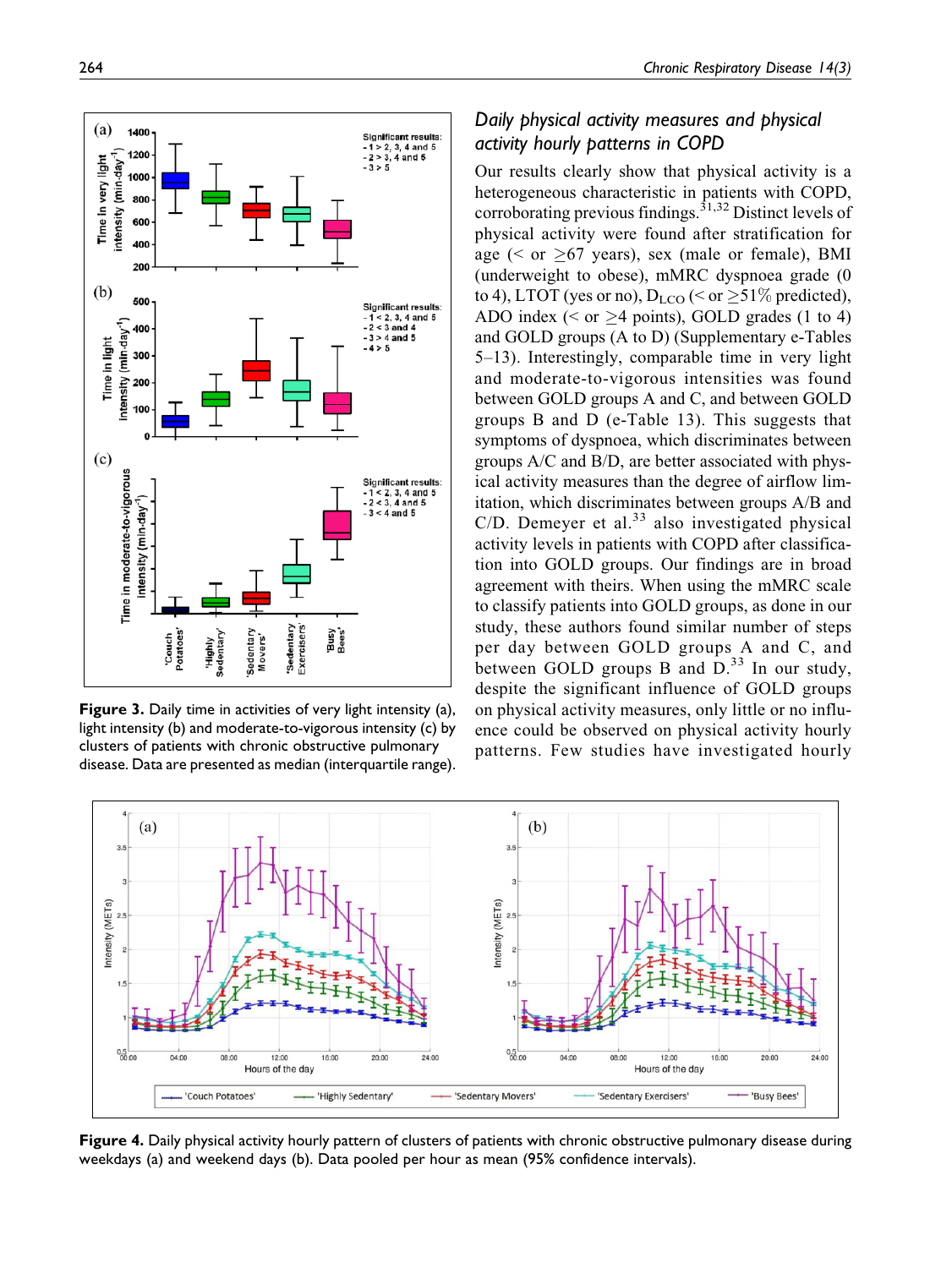Figure 3. Daily time in activities of very light intensity (a), light intensity (b) and moderate-to-vigorous intensity (c) by clusters of patients with chronic obstructive pulmonary disease. Data are presented as median (interquartile range).

### *Daily physical activity measures and physical activity hourly patterns in COPD*

Our results clearly show that physical activity is a heterogeneous characteristic in patients with COPD, corroborating previous findings.[31,32] Distinct levels of physical activity were found after stratification for age (< or ≥67 years), sex (male or female), BMI (underweight to obese), mMRC dyspnoea grade (0 to 4), LTOT (yes or no), $D_{LCO}$ (< or ≥51% predicted), ADO index (< or ≥4 points), GOLD grades (1 to 4) and GOLD groups (A to D) (Supplementary e-Tables 5–13). Interestingly, comparable time in very light and moderate-to-vigorous intensities was found between GOLD groups A and C, and between GOLD groups B and D (e-Table 13). This suggests that symptoms of dyspnoea, which discriminates between groups A/C and B/D, are better associated with physical activity measures than the degree of airflow limitation, which discriminates between groups A/B and C/D. Demeyer et al.[33] also investigated physical activity levels in patients with COPD after classification into GOLD groups. Our findings are in broad agreement with theirs. When using the mMRC scale to classify patients into GOLD groups, as done in our study, these authors found similar number of steps per day between GOLD groups A and C, and between GOLD groups B and D.[33] In our study, despite the significant influence of GOLD groups on physical activity measures, only little or no influence could be observed on physical activity hourly patterns. Few studies have investigated hourly

Figure 4. Daily physical activity hourly pattern of clusters of patients with chronic obstructive pulmonary disease during weekdays (a) and weekend days (b). Data pooled per hour as mean (95% confidence intervals).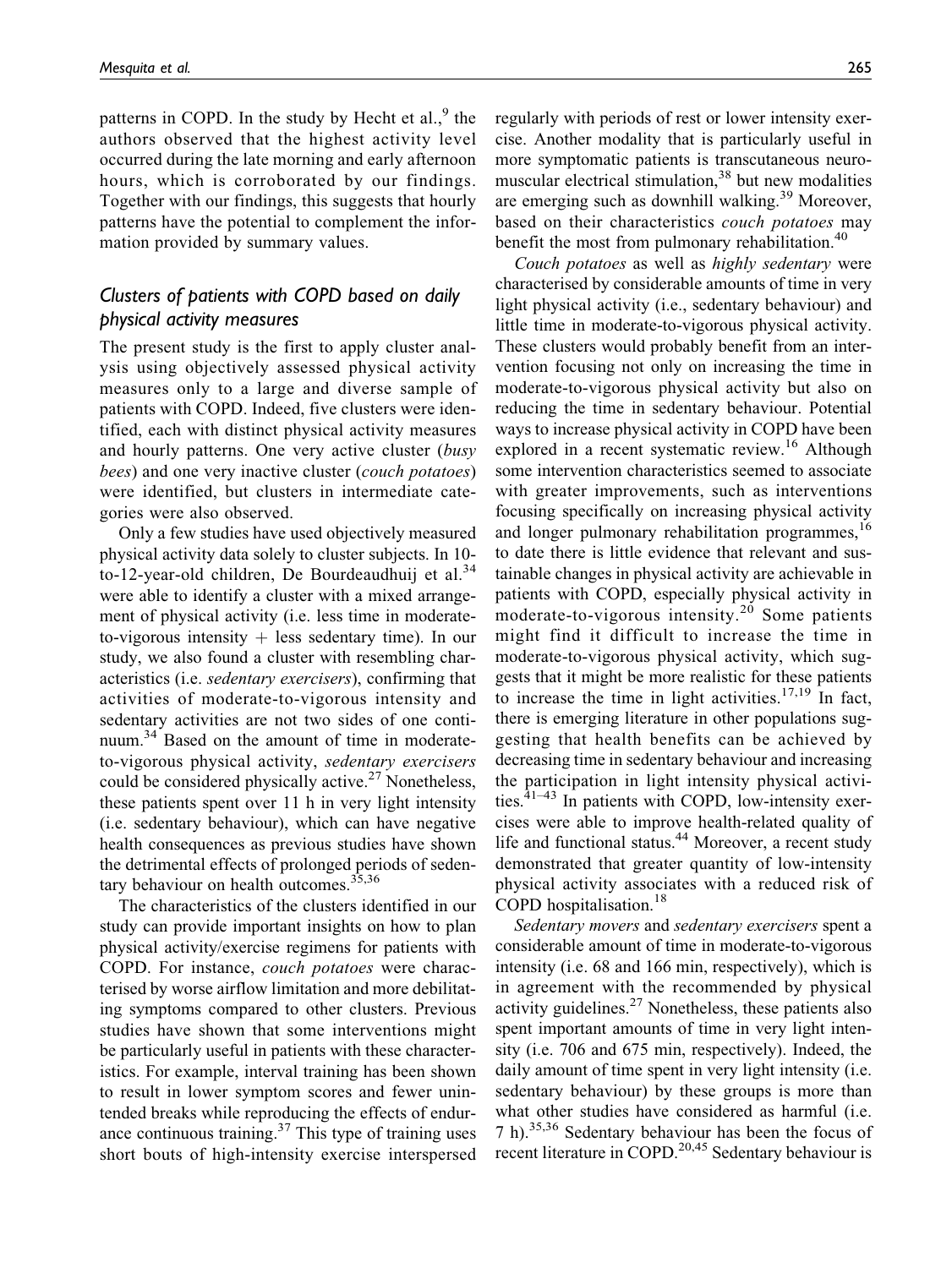patterns in COPD. In the study by Hecht et al.,[9] the authors observed that the highest activity level occurred during the late morning and early afternoon hours, which is corroborated by our findings. Together with our findings, this suggests that hourly patterns have the potential to complement the information provided by summary values.

## Clusters of patients with COPD based on daily physical activity measures

The present study is the first to apply cluster analysis using objectively assessed physical activity measures only to a large and diverse sample of patients with COPD. Indeed, five clusters were identified, each with distinct physical activity measures and hourly patterns. One very active cluster (*busy bees*) and one very inactive cluster (*couch potatoes*) were identified, but clusters in intermediate categories were also observed.

Only a few studies have used objectively measured physical activity data solely to cluster subjects. In 10-to-12-year-old children, De Bourdeaudhuij et al.[34] were able to identify a cluster with a mixed arrangement of physical activity (i.e. less time in moderate-to-vigorous intensity + less sedentary time). In our study, we also found a cluster with resembling characteristics (i.e. *sedentary exercisers*), confirming that activities of moderate-to-vigorous intensity and sedentary activities are not two sides of one continuum.[34] Based on the amount of time in moderate-to-vigorous physical activity, *sedentary exercisers* could be considered physically active.[27] Nonetheless, these patients spent over 11 h in very light intensity (i.e. sedentary behaviour), which can have negative health consequences as previous studies have shown the detrimental effects of prolonged periods of sedentary behaviour on health outcomes.[35,36]

The characteristics of the clusters identified in our study can provide important insights on how to plan physical activity/exercise regimens for patients with COPD. For instance, *couch potatoes* were characterised by worse airflow limitation and more debilitating symptoms compared to other clusters. Previous studies have shown that some interventions might be particularly useful in patients with these characteristics. For example, interval training has been shown to result in lower symptom scores and fewer unintended breaks while reproducing the effects of endurance continuous training.[37] This type of training uses short bouts of high-intensity exercise interspersed regularly with periods of rest or lower intensity exercise. Another modality that is particularly useful in more symptomatic patients is transcutaneous neuromuscular electrical stimulation,[38] but new modalities are emerging such as downhill walking.[39] Moreover, based on their characteristics *couch potatoes* may benefit the most from pulmonary rehabilitation.[40]

*Couch potatoes* as well as *highly sedentary* were characterised by considerable amounts of time in very light physical activity (i.e., sedentary behaviour) and little time in moderate-to-vigorous physical activity. These clusters would probably benefit from an intervention focusing not only on increasing the time in moderate-to-vigorous physical activity but also on reducing the time in sedentary behaviour. Potential ways to increase physical activity in COPD have been explored in a recent systematic review.[16] Although some intervention characteristics seemed to associate with greater improvements, such as interventions focusing specifically on increasing physical activity and longer pulmonary rehabilitation programmes,[16] to date there is little evidence that relevant and sustainable changes in physical activity are achievable in patients with COPD, especially physical activity in moderate-to-vigorous intensity.[20] Some patients might find it difficult to increase the time in moderate-to-vigorous physical activity, which suggests that it might be more realistic for these patients to increase the time in light activities.[17,19] In fact, there is emerging literature in other populations suggesting that health benefits can be achieved by decreasing time in sedentary behaviour and increasing the participation in light intensity physical activities.[41–43] In patients with COPD, low-intensity exercises were able to improve health-related quality of life and functional status.[44] Moreover, a recent study demonstrated that greater quantity of low-intensity physical activity associates with a reduced risk of COPD hospitalisation.[18]

*Sedentary movers* and *sedentary exercisers* spent a considerable amount of time in moderate-to-vigorous intensity (i.e. 68 and 166 min, respectively), which is in agreement with the recommended by physical activity guidelines.[27] Nonetheless, these patients also spent important amounts of time in very light intensity (i.e. 706 and 675 min, respectively). Indeed, the daily amount of time spent in very light intensity (i.e. sedentary behaviour) by these groups is more than what other studies have considered as harmful (i.e. 7 h).[35,36] Sedentary behaviour has been the focus of recent literature in COPD.[20,45] Sedentary behaviour is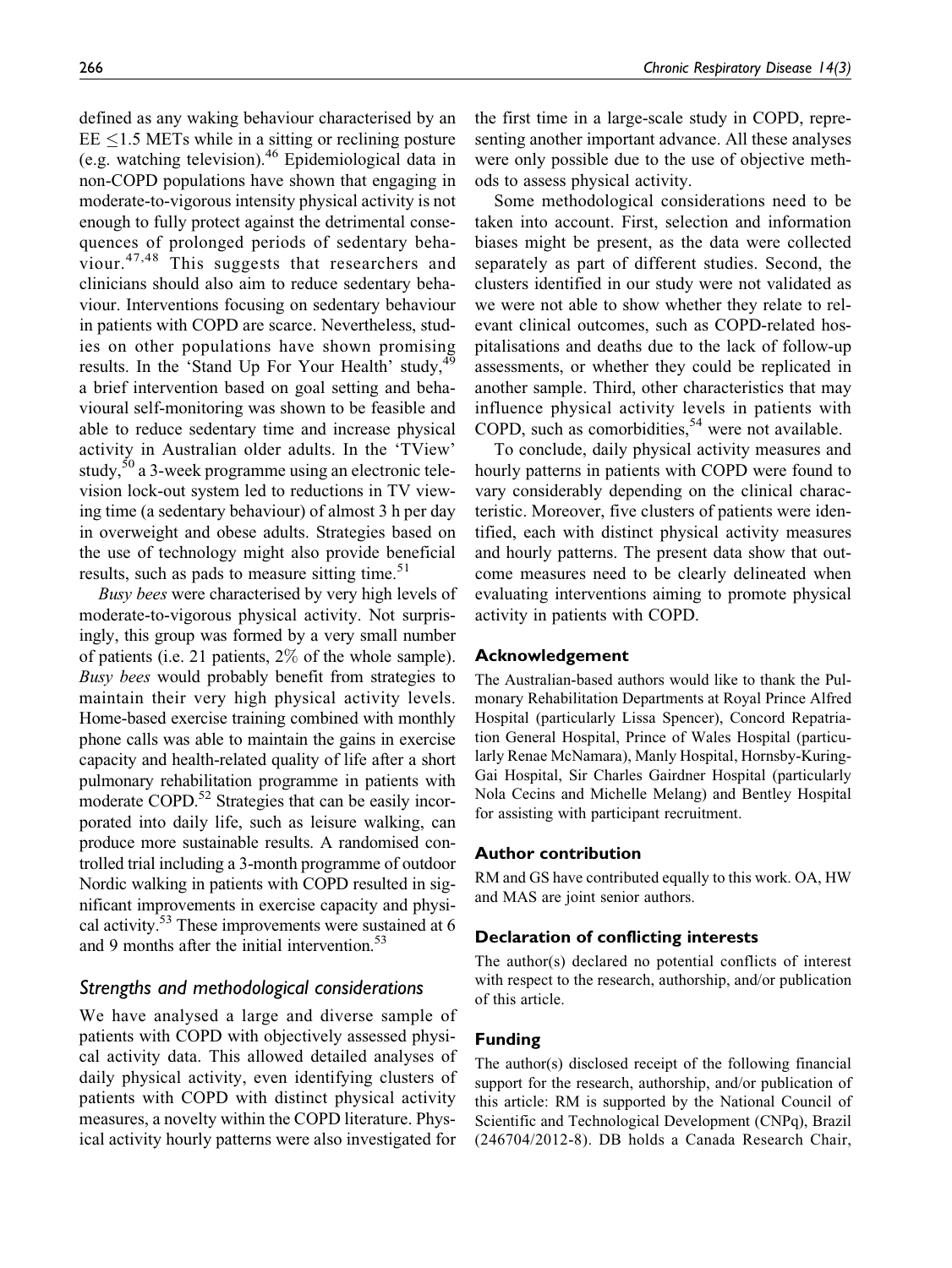defined as any waking behaviour characterised by an EE $\leq$1.5 METs while in a sitting or reclining posture (e.g. watching television).[46] Epidemiological data in non-COPD populations have shown that engaging in moderate-to-vigorous intensity physical activity is not enough to fully protect against the detrimental consequences of prolonged periods of sedentary behaviour.[47,48] This suggests that researchers and clinicians should also aim to reduce sedentary behaviour. Interventions focusing on sedentary behaviour in patients with COPD are scarce. Nevertheless, studies on other populations have shown promising results. In the 'Stand Up For Your Health' study,[49] a brief intervention based on goal setting and behavioural self-monitoring was shown to be feasible and able to reduce sedentary time and increase physical activity in Australian older adults. In the 'TView' study,[50] a 3-week programme using an electronic television lock-out system led to reductions in TV viewing time (a sedentary behaviour) of almost 3 h per day in overweight and obese adults. Strategies based on the use of technology might also provide beneficial results, such as pads to measure sitting time.[51]

*Busy bees* were characterised by very high levels of moderate-to-vigorous physical activity. Not surprisingly, this group was formed by a very small number of patients (i.e. 21 patients, 2% of the whole sample). *Busy bees* would probably benefit from strategies to maintain their very high physical activity levels. Home-based exercise training combined with monthly phone calls was able to maintain the gains in exercise capacity and health-related quality of life after a short pulmonary rehabilitation programme in patients with moderate COPD.[52] Strategies that can be easily incorporated into daily life, such as leisure walking, can produce more sustainable results. A randomised controlled trial including a 3-month programme of outdoor Nordic walking in patients with COPD resulted in significant improvements in exercise capacity and physical activity.[53] These improvements were sustained at 6 and 9 months after the initial intervention.[53]

### Strengths and methodological considerations

We have analysed a large and diverse sample of patients with COPD with objectively assessed physical activity data. This allowed detailed analyses of daily physical activity, even identifying clusters of patients with COPD with distinct physical activity measures, a novelty within the COPD literature. Physical activity hourly patterns were also investigated for the first time in a large-scale study in COPD, representing another important advance. All these analyses were only possible due to the use of objective methods to assess physical activity.

Some methodological considerations need to be taken into account. First, selection and information biases might be present, as the data were collected separately as part of different studies. Second, the clusters identified in our study were not validated as we were not able to show whether they relate to relevant clinical outcomes, such as COPD-related hospitalisations and deaths due to the lack of follow-up assessments, or whether they could be replicated in another sample. Third, other characteristics that may influence physical activity levels in patients with COPD, such as comorbidities,[54] were not available.

To conclude, daily physical activity measures and hourly patterns in patients with COPD were found to vary considerably depending on the clinical characteristic. Moreover, five clusters of patients were identified, each with distinct physical activity measures and hourly patterns. The present data show that outcome measures need to be clearly delineated when evaluating interventions aiming to promote physical activity in patients with COPD.

## Acknowledgement

The Australian-based authors would like to thank the Pulmonary Rehabilitation Departments at Royal Prince Alfred Hospital (particularly Lissa Spencer), Concord Repatriation General Hospital, Prince of Wales Hospital (particularly Renae McNamara), Manly Hospital, Hornsby-Kuring-Gai Hospital, Sir Charles Gairdner Hospital (particularly Nola Cecins and Michelle Melang) and Bentley Hospital for assisting with participant recruitment.

## Author contribution

RM and GS have contributed equally to this work. OA, HW and MAS are joint senior authors.

## Declaration of conflicting interests

The author(s) declared no potential conflicts of interest with respect to the research, authorship, and/or publication of this article.

## Funding

The author(s) disclosed receipt of the following financial support for the research, authorship, and/or publication of this article: RM is supported by the National Council of Scientific and Technological Development (CNPq), Brazil (246704/2012-8). DB holds a Canada Research Chair,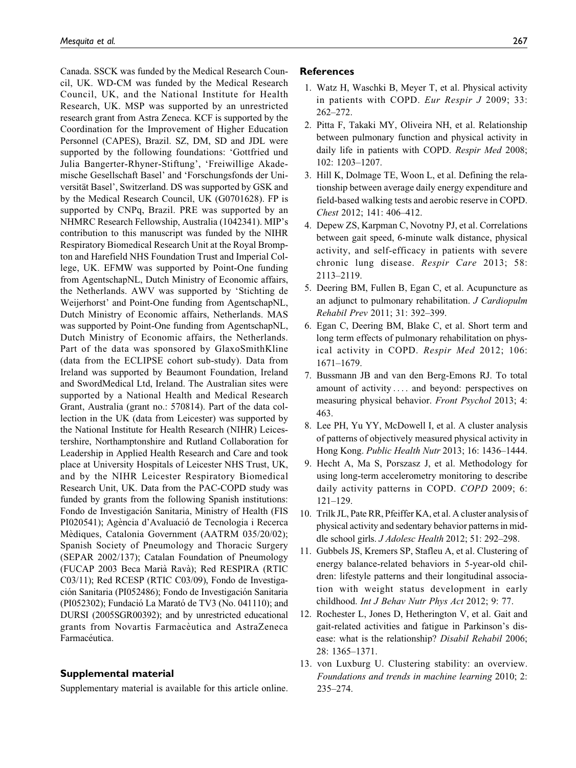Canada. SSCK was funded by the Medical Research Council, UK. WD-CM was funded by the Medical Research Council, UK, and the National Institute for Health Research, UK. MSP was supported by an unrestricted research grant from Astra Zeneca. KCF is supported by the Coordination for the Improvement of Higher Education Personnel (CAPES), Brazil. SZ, DM, SD and JDL were supported by the following foundations: 'Gottfried und Julia Bangerter-Rhyner-Stiftung', 'Freiwillige Akademische Gesellschaft Basel' and 'Forschungsfonds der Universität Basel', Switzerland. DS was supported by GSK and by the Medical Research Council, UK (G0701628). FP is supported by CNPq, Brazil. PRE was supported by an NHMRC Research Fellowship, Australia (1042341). MIP's contribution to this manuscript was funded by the NIHR Respiratory Biomedical Research Unit at the Royal Brompton and Harefield NHS Foundation Trust and Imperial College, UK. EFMW was supported by Point-One funding from AgentschapNL, Dutch Ministry of Economic affairs, the Netherlands. AWV was supported by 'Stichting de Weijerhorst' and Point-One funding from AgentschapNL, Dutch Ministry of Economic affairs, Netherlands. MAS was supported by Point-One funding from AgentschapNL, Dutch Ministry of Economic affairs, the Netherlands. Part of the data was sponsored by GlaxoSmithKline (data from the ECLIPSE cohort sub-study). Data from Ireland was supported by Beaumont Foundation, Ireland and SwordMedical Ltd, Ireland. The Australian sites were supported by a National Health and Medical Research Grant, Australia (grant no.: 570814). Part of the data collection in the UK (data from Leicester) was supported by the National Institute for Health Research (NIHR) Leicestershire, Northamptonshire and Rutland Collaboration for Leadership in Applied Health Research and Care and took place at University Hospitals of Leicester NHS Trust, UK, and by the NIHR Leicester Respiratory Biomedical Research Unit, UK. Data from the PAC-COPD study was funded by grants from the following Spanish institutions: Fondo de Investigación Sanitaria, Ministry of Health (FIS PI020541); Agència d'Avaluació de Tecnologia i Recerca Mèdiques, Catalonia Government (AATRM 035/20/02); Spanish Society of Pneumology and Thoracic Surgery (SEPAR 2002/137); Catalan Foundation of Pneumology (FUCAP 2003 Beca Marià Ravà); Red RESPIRA (RTIC C03/11); Red RCESP (RTIC C03/09), Fondo de Investigación Sanitaria (PI052486); Fondo de Investigación Sanitaria (PI052302); Fundació La Marató de TV3 (No. 041110); and DURSI (2005SGR00392); and by unrestricted educational grants from Novartis Farmacèutica and AstraZeneca Farmacéutica.

## Supplemental material

Supplementary material is available for this article online.

## References

1. Watz H, Waschki B, Meyer T, et al. Physical activity in patients with COPD. *Eur Respir J* 2009; 33: 262–272.
2. Pitta F, Takaki MY, Oliveira NH, et al. Relationship between pulmonary function and physical activity in daily life in patients with COPD. *Respir Med* 2008; 102: 1203–1207.
3. Hill K, Dolmage TE, Woon L, et al. Defining the relationship between average daily energy expenditure and field-based walking tests and aerobic reserve in COPD. *Chest* 2012; 141: 406–412.
4. Depew ZS, Karpman C, Novotny PJ, et al. Correlations between gait speed, 6-minute walk distance, physical activity, and self-efficacy in patients with severe chronic lung disease. *Respir Care* 2013; 58: 2113–2119.
5. Deering BM, Fullen B, Egan C, et al. Acupuncture as an adjunct to pulmonary rehabilitation. *J Cardiopulm Rehabil Prev* 2011; 31: 392–399.
6. Egan C, Deering BM, Blake C, et al. Short term and long term effects of pulmonary rehabilitation on physical activity in COPD. *Respir Med* 2012; 106: 1671–1679.
7. Bussmann JB and van den Berg-Emons RJ. To total amount of activity .... and beyond: perspectives on measuring physical behavior. *Front Psychol* 2013; 4: 463.
8. Lee PH, Yu YY, McDowell I, et al. A cluster analysis of patterns of objectively measured physical activity in Hong Kong. *Public Health Nutr* 2013; 16: 1436–1444.
9. Hecht A, Ma S, Porszasz J, et al. Methodology for using long-term accelerometry monitoring to describe daily activity patterns in COPD. *COPD* 2009; 6: 121–129.
10. Trilk JL, Pate RR, Pfeiffer KA, et al. A cluster analysis of physical activity and sedentary behavior patterns in middle school girls. *J Adolesc Health* 2012; 51: 292–298.
11. Gubbels JS, Kremers SP, Stafleu A, et al. Clustering of energy balance-related behaviors in 5-year-old children: lifestyle patterns and their longitudinal association with weight status development in early childhood. *Int J Behav Nutr Phys Act* 2012; 9: 77.
12. Rochester L, Jones D, Hetherington V, et al. Gait and gait-related activities and fatigue in Parkinson's disease: what is the relationship? *Disabil Rehabil* 2006; 28: 1365–1371.
13. von Luxburg U. Clustering stability: an overview. *Foundations and trends in machine learning* 2010; 2: 235–274.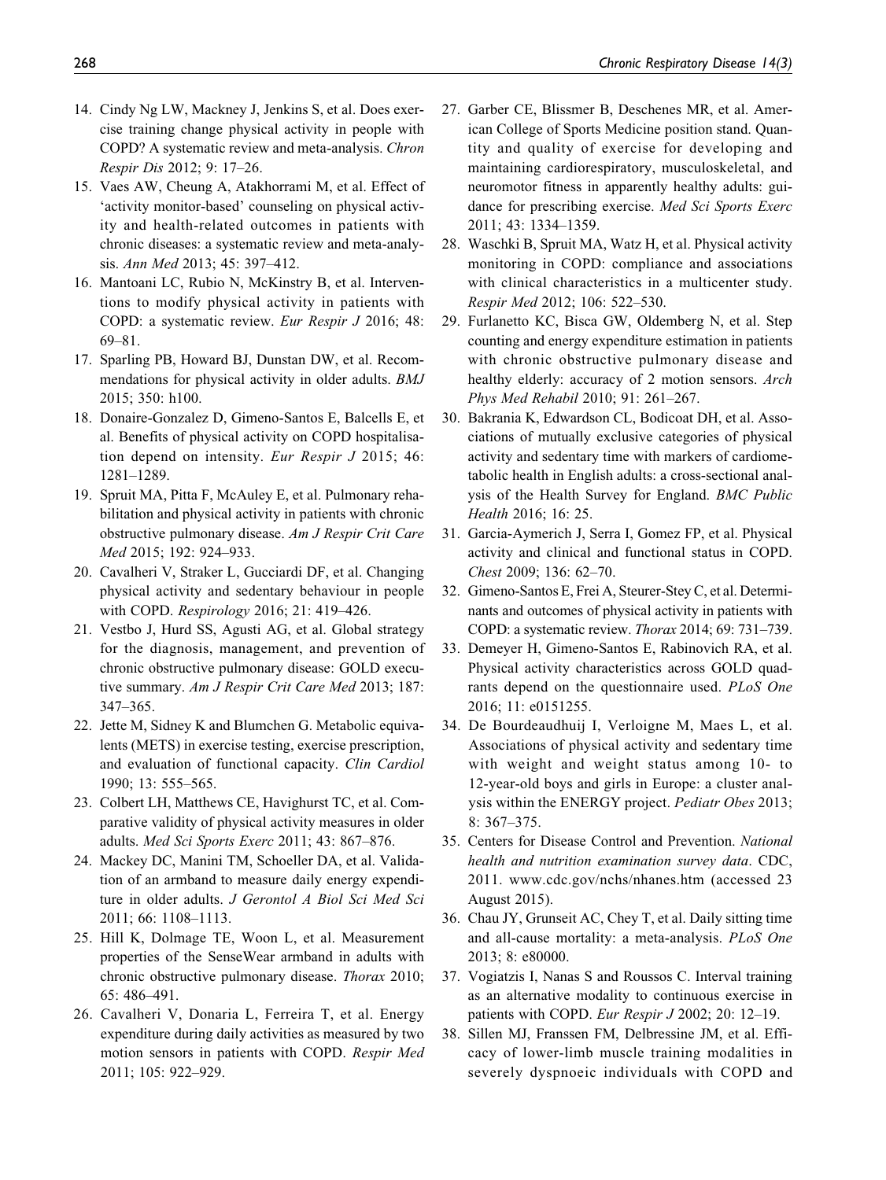14. Cindy Ng LW, Mackney J, Jenkins S, et al. Does exercise training change physical activity in people with COPD? A systematic review and meta-analysis. *Chron Respir Dis* 2012; 9: 17–26.
15. Vaes AW, Cheung A, Atakhorrami M, et al. Effect of 'activity monitor-based' counseling on physical activity and health-related outcomes in patients with chronic diseases: a systematic review and meta-analysis. *Ann Med* 2013; 45: 397–412.
16. Mantoani LC, Rubio N, McKinstry B, et al. Interventions to modify physical activity in patients with COPD: a systematic review. *Eur Respir J* 2016; 48: 69–81.
17. Sparling PB, Howard BJ, Dunstan DW, et al. Recommendations for physical activity in older adults. *BMJ* 2015; 350: h100.
18. Donaire-Gonzalez D, Gimeno-Santos E, Balcells E, et al. Benefits of physical activity on COPD hospitalisation depend on intensity. *Eur Respir J* 2015; 46: 1281–1289.
19. Spruit MA, Pitta F, McAuley E, et al. Pulmonary rehabilitation and physical activity in patients with chronic obstructive pulmonary disease. *Am J Respir Crit Care Med* 2015; 192: 924–933.
20. Cavalheri V, Straker L, Gucciardi DF, et al. Changing physical activity and sedentary behaviour in people with COPD. *Respirology* 2016; 21: 419–426.
21. Vestbo J, Hurd SS, Agusti AG, et al. Global strategy for the diagnosis, management, and prevention of chronic obstructive pulmonary disease: GOLD executive summary. *Am J Respir Crit Care Med* 2013; 187: 347–365.
22. Jette M, Sidney K and Blumchen G. Metabolic equivalents (METS) in exercise testing, exercise prescription, and evaluation of functional capacity. *Clin Cardiol* 1990; 13: 555–565.
23. Colbert LH, Matthews CE, Havighurst TC, et al. Comparative validity of physical activity measures in older adults. *Med Sci Sports Exerc* 2011; 43: 867–876.
24. Mackey DC, Manini TM, Schoeller DA, et al. Validation of an armband to measure daily energy expenditure in older adults. *J Gerontol A Biol Sci Med Sci* 2011; 66: 1108–1113.
25. Hill K, Dolmage TE, Woon L, et al. Measurement properties of the SenseWear armband in adults with chronic obstructive pulmonary disease. *Thorax* 2010; 65: 486–491.
26. Cavalheri V, Donaria L, Ferreira T, et al. Energy expenditure during daily activities as measured by two motion sensors in patients with COPD. *Respir Med* 2011; 105: 922–929.
27. Garber CE, Blissmer B, Deschenes MR, et al. American College of Sports Medicine position stand. Quantity and quality of exercise for developing and maintaining cardiorespiratory, musculoskeletal, and neuromotor fitness in apparently healthy adults: guidance for prescribing exercise. *Med Sci Sports Exerc* 2011; 43: 1334–1359.
28. Waschki B, Spruit MA, Watz H, et al. Physical activity monitoring in COPD: compliance and associations with clinical characteristics in a multicenter study. *Respir Med* 2012; 106: 522–530.
29. Furlanetto KC, Bisca GW, Oldemberg N, et al. Step counting and energy expenditure estimation in patients with chronic obstructive pulmonary disease and healthy elderly: accuracy of 2 motion sensors. *Arch Phys Med Rehabil* 2010; 91: 261–267.
30. Bakrania K, Edwardson CL, Bodicoat DH, et al. Associations of mutually exclusive categories of physical activity and sedentary time with markers of cardiometabolic health in English adults: a cross-sectional analysis of the Health Survey for England. *BMC Public Health* 2016; 16: 25.
31. Garcia-Aymerich J, Serra I, Gomez FP, et al. Physical activity and clinical and functional status in COPD. *Chest* 2009; 136: 62–70.
32. Gimeno-Santos E, Frei A, Steurer-Stey C, et al. Determinants and outcomes of physical activity in patients with COPD: a systematic review. *Thorax* 2014; 69: 731–739.
33. Demeyer H, Gimeno-Santos E, Rabinovich RA, et al. Physical activity characteristics across GOLD quadrants depend on the questionnaire used. *PLoS One* 2016; 11: e0151255.
34. De Bourdeaudhuij I, Verloigne M, Maes L, et al. Associations of physical activity and sedentary time with weight and weight status among 10- to 12-year-old boys and girls in Europe: a cluster analysis within the ENERGY project. *Pediatr Obes* 2013; 8: 367–375.
35. Centers for Disease Control and Prevention. *National health and nutrition examination survey data*. CDC, 2011. www.cdc.gov/nchs/nhanes.htm (accessed 23 August 2015).
36. Chau JY, Grunseit AC, Chey T, et al. Daily sitting time and all-cause mortality: a meta-analysis. *PLoS One* 2013; 8: e80000.
37. Vogiatzis I, Nanas S and Roussos C. Interval training as an alternative modality to continuous exercise in patients with COPD. *Eur Respir J* 2002; 20: 12–19.
38. Sillen MJ, Franssen FM, Delbressine JM, et al. Efficacy of lower-limb muscle training modalities in severely dyspnoeic individuals with COPD and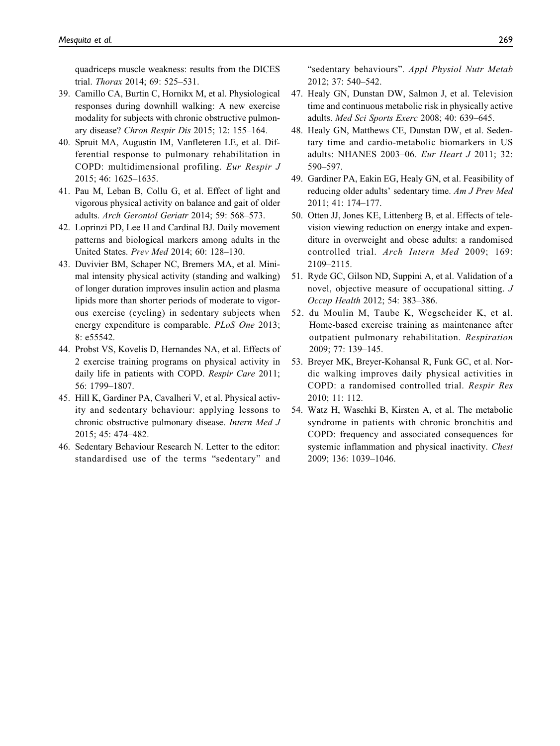quadriceps muscle weakness: results from the DICES trial. *Thorax* 2014; 69: 525–531.

39. Camillo CA, Burtin C, Hornikx M, et al. Physiological responses during downhill walking: A new exercise modality for subjects with chronic obstructive pulmonary disease? *Chron Respir Dis* 2015; 12: 155–164.
40. Spruit MA, Augustin IM, Vanfleteren LE, et al. Differential response to pulmonary rehabilitation in COPD: multidimensional profiling. *Eur Respir J* 2015; 46: 1625–1635.
41. Pau M, Leban B, Collu G, et al. Effect of light and vigorous physical activity on balance and gait of older adults. *Arch Gerontol Geriatr* 2014; 59: 568–573.
42. Loprinzi PD, Lee H and Cardinal BJ. Daily movement patterns and biological markers among adults in the United States. *Prev Med* 2014; 60: 128–130.
43. Duvivier BM, Schaper NC, Bremers MA, et al. Minimal intensity physical activity (standing and walking) of longer duration improves insulin action and plasma lipids more than shorter periods of moderate to vigorous exercise (cycling) in sedentary subjects when energy expenditure is comparable. *PLoS One* 2013; 8: e55542.
44. Probst VS, Kovelis D, Hernandes NA, et al. Effects of 2 exercise training programs on physical activity in daily life in patients with COPD. *Respir Care* 2011; 56: 1799–1807.
45. Hill K, Gardiner PA, Cavalheri V, et al. Physical activity and sedentary behaviour: applying lessons to chronic obstructive pulmonary disease. *Intern Med J* 2015; 45: 474–482.
46. Sedentary Behaviour Research N. Letter to the editor: standardised use of the terms "sedentary" and "sedentary behaviours". *Appl Physiol Nutr Metab* 2012; 37: 540–542.
47. Healy GN, Dunstan DW, Salmon J, et al. Television time and continuous metabolic risk in physically active adults. *Med Sci Sports Exerc* 2008; 40: 639–645.
48. Healy GN, Matthews CE, Dunstan DW, et al. Sedentary time and cardio-metabolic biomarkers in US adults: NHANES 2003–06. *Eur Heart J* 2011; 32: 590–597.
49. Gardiner PA, Eakin EG, Healy GN, et al. Feasibility of reducing older adults' sedentary time. *Am J Prev Med* 2011; 41: 174–177.
50. Otten JJ, Jones KE, Littenberg B, et al. Effects of television viewing reduction on energy intake and expenditure in overweight and obese adults: a randomised controlled trial. *Arch Intern Med* 2009; 169: 2109–2115.
51. Ryde GC, Gilson ND, Suppini A, et al. Validation of a novel, objective measure of occupational sitting. *J Occup Health* 2012; 54: 383–386.
52. du Moulin M, Taube K, Wegscheider K, et al. Home-based exercise training as maintenance after outpatient pulmonary rehabilitation. *Respiration* 2009; 77: 139–145.
53. Breyer MK, Breyer-Kohansal R, Funk GC, et al. Nordic walking improves daily physical activities in COPD: a randomised controlled trial. *Respir Res* 2010; 11: 112.
54. Watz H, Waschki B, Kirsten A, et al. The metabolic syndrome in patients with chronic bronchitis and COPD: frequency and associated consequences for systemic inflammation and physical inactivity. *Chest* 2009; 136: 1039–1046.